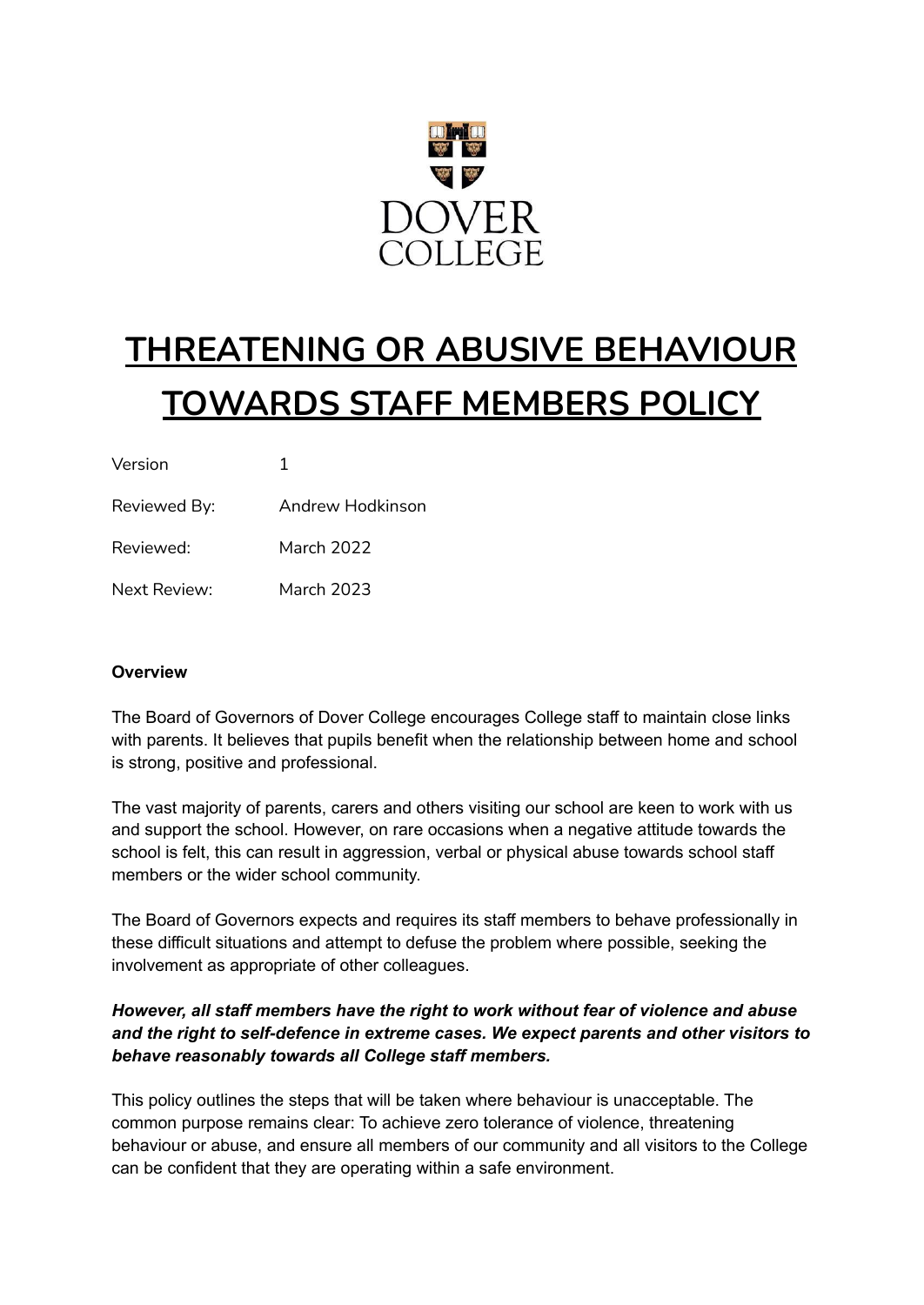DOVER COLLEGE

# THREATENING OR ABUSIVE BEHAVIOUR TOWARDS STAFF MEMBERS POLICY

| | |
|---|---|
| Version | 1 |
| Reviewed By: | Andrew Hodkinson |
| Reviewed: | March 2022 |
| Next Review: | March 2023 |

**Overview**

The Board of Governors of Dover College encourages College staff to maintain close links with parents. It believes that pupils benefit when the relationship between home and school is strong, positive and professional.

The vast majority of parents, carers and others visiting our school are keen to work with us and support the school. However, on rare occasions when a negative attitude towards the school is felt, this can result in aggression, verbal or physical abuse towards school staff members or the wider school community.

The Board of Governors expects and requires its staff members to behave professionally in these difficult situations and attempt to defuse the problem where possible, seeking the involvement as appropriate of other colleagues.

***However, all staff members have the right to work without fear of violence and abuse and the right to self-defence in extreme cases. We expect parents and other visitors to behave reasonably towards all College staff members.***

This policy outlines the steps that will be taken where behaviour is unacceptable. The common purpose remains clear: To achieve zero tolerance of violence, threatening behaviour or abuse, and ensure all members of our community and all visitors to the College can be confident that they are operating within a safe environment.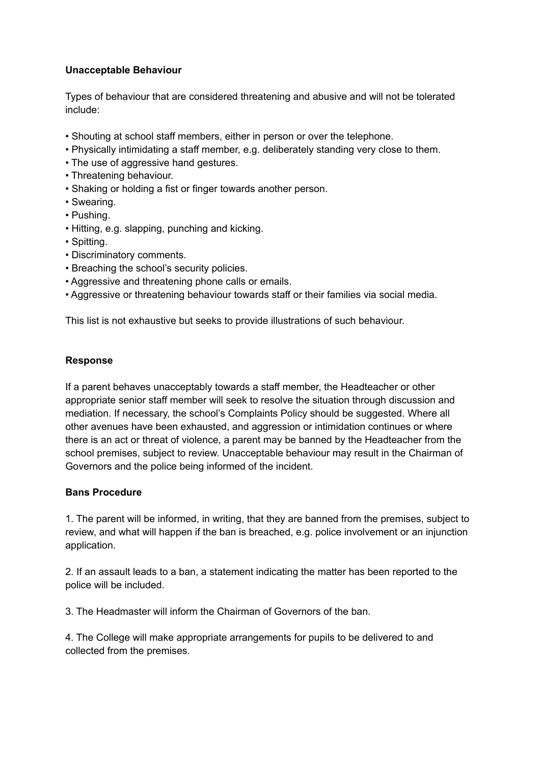**Unacceptable Behaviour**

Types of behaviour that are considered threatening and abusive and will not be tolerated include:

- Shouting at school staff members, either in person or over the telephone.
- Physically intimidating a staff member, e.g. deliberately standing very close to them.
- The use of aggressive hand gestures.
- Threatening behaviour.
- Shaking or holding a fist or finger towards another person.
- Swearing.
- Pushing.
- Hitting, e.g. slapping, punching and kicking.
- Spitting.
- Discriminatory comments.
- Breaching the school's security policies.
- Aggressive and threatening phone calls or emails.
- Aggressive or threatening behaviour towards staff or their families via social media.

This list is not exhaustive but seeks to provide illustrations of such behaviour.

**Response**

If a parent behaves unacceptably towards a staff member, the Headteacher or other appropriate senior staff member will seek to resolve the situation through discussion and mediation. If necessary, the school's Complaints Policy should be suggested. Where all other avenues have been exhausted, and aggression or intimidation continues or where there is an act or threat of violence, a parent may be banned by the Headteacher from the school premises, subject to review. Unacceptable behaviour may result in the Chairman of Governors and the police being informed of the incident.

**Bans Procedure**

1. The parent will be informed, in writing, that they are banned from the premises, subject to review, and what will happen if the ban is breached, e.g. police involvement or an injunction application.

2. If an assault leads to a ban, a statement indicating the matter has been reported to the police will be included.

3. The Headmaster will inform the Chairman of Governors of the ban.

4. The College will make appropriate arrangements for pupils to be delivered to and collected from the premises.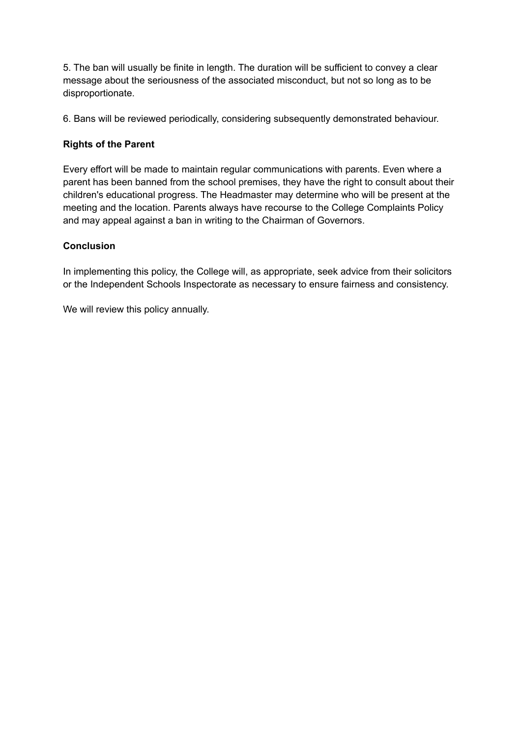5. The ban will usually be finite in length. The duration will be sufficient to convey a clear message about the seriousness of the associated misconduct, but not so long as to be disproportionate.

6. Bans will be reviewed periodically, considering subsequently demonstrated behaviour.

**Rights of the Parent**

Every effort will be made to maintain regular communications with parents. Even where a parent has been banned from the school premises, they have the right to consult about their children's educational progress. The Headmaster may determine who will be present at the meeting and the location. Parents always have recourse to the College Complaints Policy and may appeal against a ban in writing to the Chairman of Governors.

**Conclusion**

In implementing this policy, the College will, as appropriate, seek advice from their solicitors or the Independent Schools Inspectorate as necessary to ensure fairness and consistency.

We will review this policy annually.